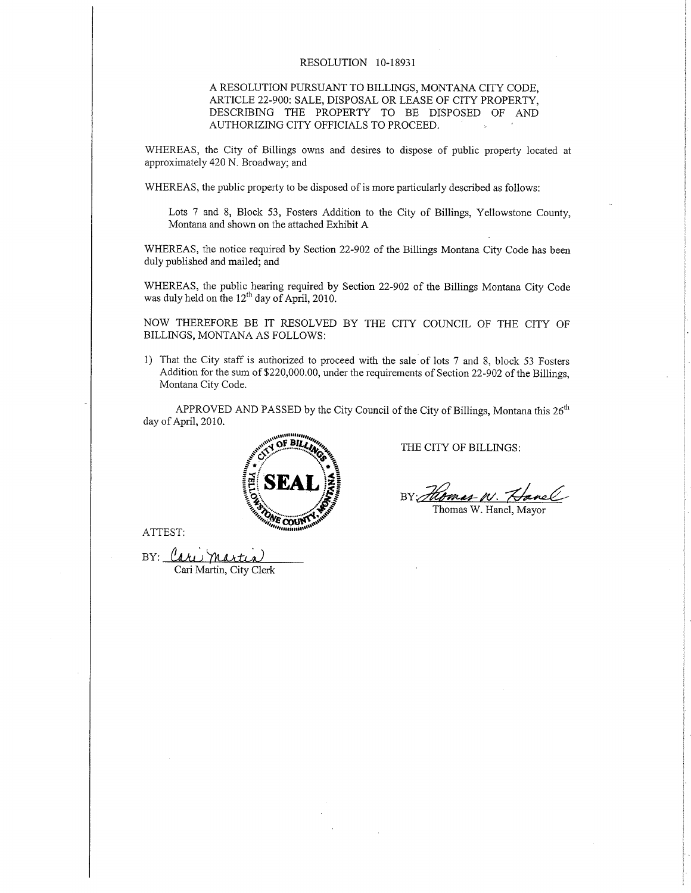# RESOLUTION 10-18931

A RESOLUTION PURSUANT TO BILLINGS, MONTANA CITY CODE, ARTICLE 22-900: SALE, DISPOSAL OR LEASE OF CITY PROPERTY, DESCRIBING THE PROPERTY TO BE DISPOSED OF AND AUTHORIZING CITY OFFICIALS TO PROCEED.

WHEREAS, the City of Billings owns and desires to dispose of public property located at approximately 420 N. Broadway; and

WHEREAS, the public property to be disposed of is more particularly described as follows:

> Lots 7 and 8, Block 53, Fosters Addition to the City of Billings, Yellowstone County, Montana and shown on the attached Exhibit A

WHEREAS, the notice required by Section 22-902 of the Billings Montana City Code has been duly published and mailed; and

WHEREAS, the public hearing required by Section 22-902 of the Billings Montana City Code was duly held on the 12th day of April, 2010.

NOW THEREFORE BE IT RESOLVED BY THE CITY COUNCIL OF THE CITY OF BILLINGS, MONTANA AS FOLLOWS:

1) That the City staff is authorized to proceed with the sale of lots 7 and 8, block 53 Fosters Addition for the sum of $220,000.00, under the requirements of Section 22-902 of the Billings, Montana City Code.

APPROVED AND PASSED by the City Council of the City of Billings, Montana this 26th day of April, 2010.

SEAL — CITY OF BILLINGS, YELLOWSTONE COUNTY, MONTANA

THE CITY OF BILLINGS:

BY: *Thomas W. Hanel*
Thomas W. Hanel, Mayor

ATTEST:

BY: *Cari Martin*
Cari Martin, City Clerk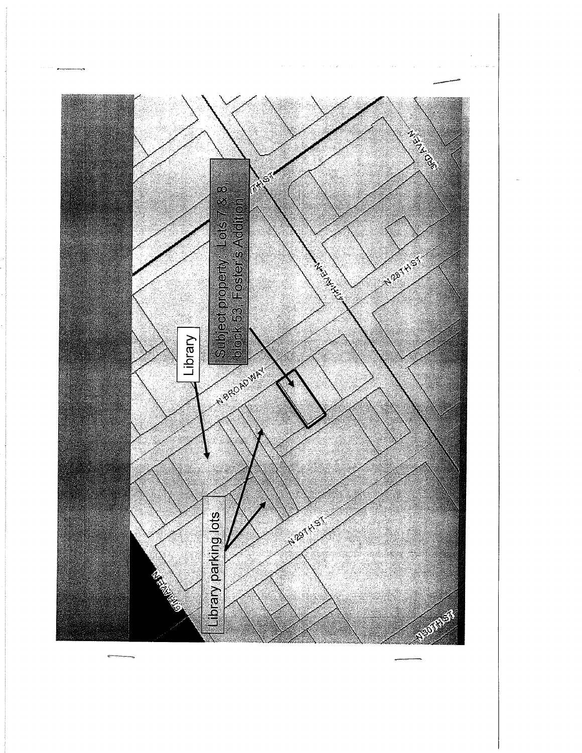Library

Subject property Lots 7 & 8, block 53, Foster's Addition

Library parking lots

N BROADWAY

N 28TH ST

N 29TH ST

N 30TH ST

4TH AVE N

3RD AVE N

5TH AVE N

27TH ST